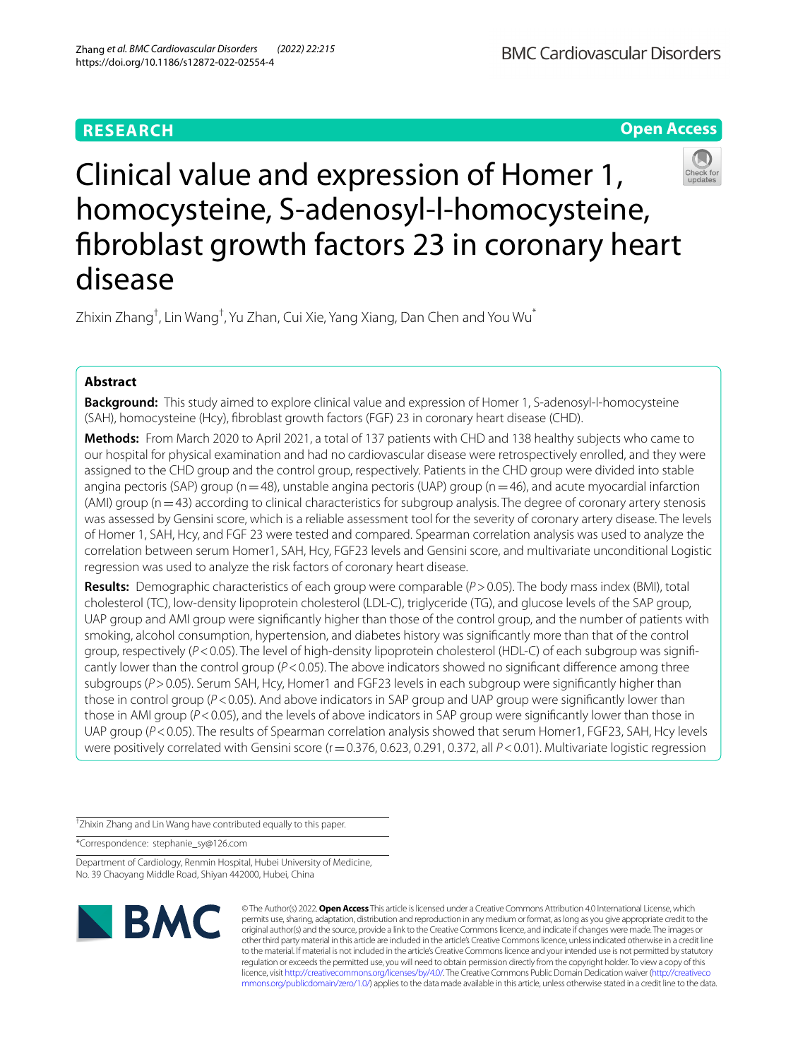RESEARCH

Open Access

# Clinical value and expression of Homer 1, homocysteine, S-adenosyl-l-homocysteine, fibroblast growth factors 23 in coronary heart disease

Zhixin Zhang[†], Lin Wang[†], Yu Zhan, Cui Xie, Yang Xiang, Dan Chen and You Wu[*]

## Abstract

**Background:** This study aimed to explore clinical value and expression of Homer 1, S-adenosyl-l-homocysteine (SAH), homocysteine (Hcy), fibroblast growth factors (FGF) 23 in coronary heart disease (CHD).

**Methods:** From March 2020 to April 2021, a total of 137 patients with CHD and 138 healthy subjects who came to our hospital for physical examination and had no cardiovascular disease were retrospectively enrolled, and they were assigned to the CHD group and the control group, respectively. Patients in the CHD group were divided into stable angina pectoris (SAP) group (n = 48), unstable angina pectoris (UAP) group (n = 46), and acute myocardial infarction (AMI) group (n = 43) according to clinical characteristics for subgroup analysis. The degree of coronary artery stenosis was assessed by Gensini score, which is a reliable assessment tool for the severity of coronary artery disease. The levels of Homer 1, SAH, Hcy, and FGF 23 were tested and compared. Spearman correlation analysis was used to analyze the correlation between serum Homer1, SAH, Hcy, FGF23 levels and Gensini score, and multivariate unconditional Logistic regression was used to analyze the risk factors of coronary heart disease.

**Results:** Demographic characteristics of each group were comparable ($P > 0.05$). The body mass index (BMI), total cholesterol (TC), low-density lipoprotein cholesterol (LDL-C), triglyceride (TG), and glucose levels of the SAP group, UAP group and AMI group were significantly higher than those of the control group, and the number of patients with smoking, alcohol consumption, hypertension, and diabetes history was significantly more than that of the control group, respectively ($P < 0.05$). The level of high-density lipoprotein cholesterol (HDL-C) of each subgroup was significantly lower than the control group ($P < 0.05$). The above indicators showed no significant difference among three subgroups ($P > 0.05$). Serum SAH, Hcy, Homer1 and FGF23 levels in each subgroup were significantly higher than those in control group ($P < 0.05$). And above indicators in SAP group and UAP group were significantly lower than those in AMI group ($P < 0.05$), and the levels of above indicators in SAP group were significantly lower than those in UAP group ($P < 0.05$). The results of Spearman correlation analysis showed that serum Homer1, FGF23, SAH, Hcy levels were positively correlated with Gensini score (r = 0.376, 0.623, 0.291, 0.372, all $P < 0.01$). Multivariate logistic regression

[†]Zhixin Zhang and Lin Wang have contributed equally to this paper.

*Correspondence: stephanie_sy@126.com

Department of Cardiology, Renmin Hospital, Hubei University of Medicine, No. 39 Chaoyang Middle Road, Shiyan 442000, Hubei, China

© The Author(s) 2022. **Open Access** This article is licensed under a Creative Commons Attribution 4.0 International License, which permits use, sharing, adaptation, distribution and reproduction in any medium or format, as long as you give appropriate credit to the original author(s) and the source, provide a link to the Creative Commons licence, and indicate if changes were made. The images or other third party material in this article are included in the article's Creative Commons licence, unless indicated otherwise in a credit line to the material. If material is not included in the article's Creative Commons licence and your intended use is not permitted by statutory regulation or exceeds the permitted use, you will need to obtain permission directly from the copyright holder. To view a copy of this licence, visit http://creativecommons.org/licenses/by/4.0/. The Creative Commons Public Domain Dedication waiver (http://creativecommons.org/publicdomain/zero/1.0/) applies to the data made available in this article, unless otherwise stated in a credit line to the data.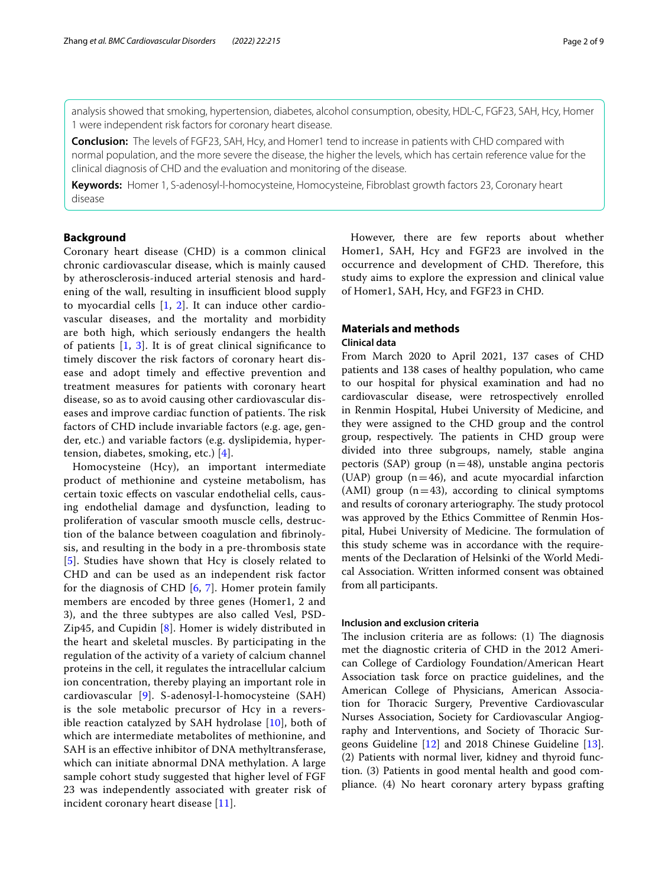analysis showed that smoking, hypertension, diabetes, alcohol consumption, obesity, HDL-C, FGF23, SAH, Hcy, Homer 1 were independent risk factors for coronary heart disease.

**Conclusion:** The levels of FGF23, SAH, Hcy, and Homer1 tend to increase in patients with CHD compared with normal population, and the more severe the disease, the higher the levels, which has certain reference value for the clinical diagnosis of CHD and the evaluation and monitoring of the disease.

**Keywords:** Homer 1, S-adenosyl-l-homocysteine, Homocysteine, Fibroblast growth factors 23, Coronary heart disease

## Background

Coronary heart disease (CHD) is a common clinical chronic cardiovascular disease, which is mainly caused by atherosclerosis-induced arterial stenosis and hardening of the wall, resulting in insufficient blood supply to myocardial cells [1, 2]. It can induce other cardiovascular diseases, and the mortality and morbidity are both high, which seriously endangers the health of patients [1, 3]. It is of great clinical significance to timely discover the risk factors of coronary heart disease and adopt timely and effective prevention and treatment measures for patients with coronary heart disease, so as to avoid causing other cardiovascular diseases and improve cardiac function of patients. The risk factors of CHD include invariable factors (e.g. age, gender, etc.) and variable factors (e.g. dyslipidemia, hypertension, diabetes, smoking, etc.) [4].

Homocysteine (Hcy), an important intermediate product of methionine and cysteine metabolism, has certain toxic effects on vascular endothelial cells, causing endothelial damage and dysfunction, leading to proliferation of vascular smooth muscle cells, destruction of the balance between coagulation and fibrinolysis, and resulting in the body in a pre-thrombosis state [5]. Studies have shown that Hcy is closely related to CHD and can be used as an independent risk factor for the diagnosis of CHD [6, 7]. Homer protein family members are encoded by three genes (Homer1, 2 and 3), and the three subtypes are also called Vesl, PSD-Zip45, and Cupidin [8]. Homer is widely distributed in the heart and skeletal muscles. By participating in the regulation of the activity of a variety of calcium channel proteins in the cell, it regulates the intracellular calcium ion concentration, thereby playing an important role in cardiovascular [9]. S-adenosyl-l-homocysteine (SAH) is the sole metabolic precursor of Hcy in a reversible reaction catalyzed by SAH hydrolase [10], both of which are intermediate metabolites of methionine, and SAH is an effective inhibitor of DNA methyltransferase, which can initiate abnormal DNA methylation. A large sample cohort study suggested that higher level of FGF 23 was independently associated with greater risk of incident coronary heart disease [11].

However, there are few reports about whether Homer1, SAH, Hcy and FGF23 are involved in the occurrence and development of CHD. Therefore, this study aims to explore the expression and clinical value of Homer1, SAH, Hcy, and FGF23 in CHD.

## Materials and methods

### Clinical data

From March 2020 to April 2021, 137 cases of CHD patients and 138 cases of healthy population, who came to our hospital for physical examination and had no cardiovascular disease, were retrospectively enrolled in Renmin Hospital, Hubei University of Medicine, and they were assigned to the CHD group and the control group, respectively. The patients in CHD group were divided into three subgroups, namely, stable angina pectoris (SAP) group ($n=48$), unstable angina pectoris (UAP) group ($n=46$), and acute myocardial infarction (AMI) group ($n=43$), according to clinical symptoms and results of coronary arteriography. The study protocol was approved by the Ethics Committee of Renmin Hospital, Hubei University of Medicine. The formulation of this study scheme was in accordance with the requirements of the Declaration of Helsinki of the World Medical Association. Written informed consent was obtained from all participants.

### Inclusion and exclusion criteria

The inclusion criteria are as follows: (1) The diagnosis met the diagnostic criteria of CHD in the 2012 American College of Cardiology Foundation/American Heart Association task force on practice guidelines, and the American College of Physicians, American Association for Thoracic Surgery, Preventive Cardiovascular Nurses Association, Society for Cardiovascular Angiography and Interventions, and Society of Thoracic Surgeons Guideline [12] and 2018 Chinese Guideline [13]. (2) Patients with normal liver, kidney and thyroid function. (3) Patients in good mental health and good compliance. (4) No heart coronary artery bypass grafting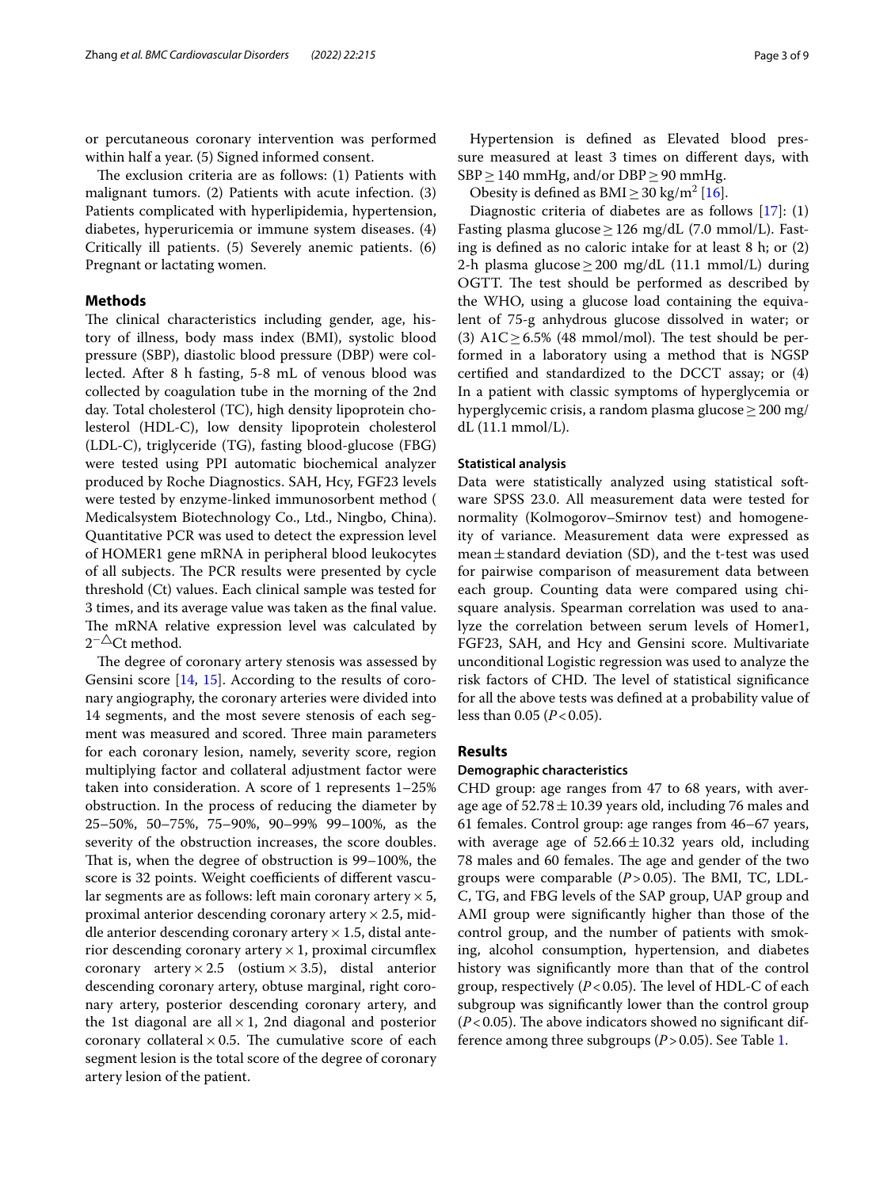or percutaneous coronary intervention was performed within half a year. (5) Signed informed consent.

The exclusion criteria are as follows: (1) Patients with malignant tumors. (2) Patients with acute infection. (3) Patients complicated with hyperlipidemia, hypertension, diabetes, hyperuricemia or immune system diseases. (4) Critically ill patients. (5) Severely anemic patients. (6) Pregnant or lactating women.

## Methods

The clinical characteristics including gender, age, history of illness, body mass index (BMI), systolic blood pressure (SBP), diastolic blood pressure (DBP) were collected. After 8 h fasting, 5-8 mL of venous blood was collected by coagulation tube in the morning of the 2nd day. Total cholesterol (TC), high density lipoprotein cholesterol (HDL-C), low density lipoprotein cholesterol (LDL-C), triglyceride (TG), fasting blood-glucose (FBG) were tested using PPI automatic biochemical analyzer produced by Roche Diagnostics. SAH, Hcy, FGF23 levels were tested by enzyme-linked immunosorbent method ( Medicalsystem Biotechnology Co., Ltd., Ningbo, China). Quantitative PCR was used to detect the expression level of HOMER1 gene mRNA in peripheral blood leukocytes of all subjects. The PCR results were presented by cycle threshold (Ct) values. Each clinical sample was tested for 3 times, and its average value was taken as the final value. The mRNA relative expression level was calculated by $2^{-\triangle}$Ct method.

The degree of coronary artery stenosis was assessed by Gensini score [14, 15]. According to the results of coronary angiography, the coronary arteries were divided into 14 segments, and the most severe stenosis of each segment was measured and scored. Three main parameters for each coronary lesion, namely, severity score, region multiplying factor and collateral adjustment factor were taken into consideration. A score of 1 represents 1–25% obstruction. In the process of reducing the diameter by 25–50%, 50–75%, 75–90%, 90–99% 99–100%, as the severity of the obstruction increases, the score doubles. That is, when the degree of obstruction is 99–100%, the score is 32 points. Weight coefficients of different vascular segments are as follows: left main coronary artery × 5, proximal anterior descending coronary artery × 2.5, middle anterior descending coronary artery × 1.5, distal anterior descending coronary artery × 1, proximal circumflex coronary artery × 2.5 (ostium × 3.5), distal anterior descending coronary artery, obtuse marginal, right coronary artery, posterior descending coronary artery, and the 1st diagonal are all × 1, 2nd diagonal and posterior coronary collateral × 0.5. The cumulative score of each segment lesion is the total score of the degree of coronary artery lesion of the patient.

Hypertension is defined as Elevated blood pressure measured at least 3 times on different days, with SBP ≥ 140 mmHg, and/or DBP ≥ 90 mmHg.

Obesity is defined as BMI ≥ 30 kg/m$^2$ [16].

Diagnostic criteria of diabetes are as follows [17]: (1) Fasting plasma glucose ≥ 126 mg/dL (7.0 mmol/L). Fasting is defined as no caloric intake for at least 8 h; or (2) 2-h plasma glucose ≥ 200 mg/dL (11.1 mmol/L) during OGTT. The test should be performed as described by the WHO, using a glucose load containing the equivalent of 75-g anhydrous glucose dissolved in water; or (3) A1C ≥ 6.5% (48 mmol/mol). The test should be performed in a laboratory using a method that is NGSP certified and standardized to the DCCT assay; or (4) In a patient with classic symptoms of hyperglycemia or hyperglycemic crisis, a random plasma glucose ≥ 200 mg/dL (11.1 mmol/L).

### Statistical analysis

Data were statistically analyzed using statistical software SPSS 23.0. All measurement data were tested for normality (Kolmogorov–Smirnov test) and homogeneity of variance. Measurement data were expressed as mean ± standard deviation (SD), and the t-test was used for pairwise comparison of measurement data between each group. Counting data were compared using chi-square analysis. Spearman correlation was used to analyze the correlation between serum levels of Homer1, FGF23, SAH, and Hcy and Gensini score. Multivariate unconditional Logistic regression was used to analyze the risk factors of CHD. The level of statistical significance for all the above tests was defined at a probability value of less than 0.05 ($P < 0.05$).

## Results

### Demographic characteristics

CHD group: age ranges from 47 to 68 years, with average age of 52.78 ± 10.39 years old, including 76 males and 61 females. Control group: age ranges from 46–67 years, with average age of 52.66 ± 10.32 years old, including 78 males and 60 females. The age and gender of the two groups were comparable ($P > 0.05$). The BMI, TC, LDL-C, TG, and FBG levels of the SAP group, UAP group and AMI group were significantly higher than those of the control group, and the number of patients with smoking, alcohol consumption, hypertension, and diabetes history was significantly more than that of the control group, respectively ($P < 0.05$). The level of HDL-C of each subgroup was significantly lower than the control group ($P < 0.05$). The above indicators showed no significant difference among three subgroups ($P > 0.05$). See Table 1.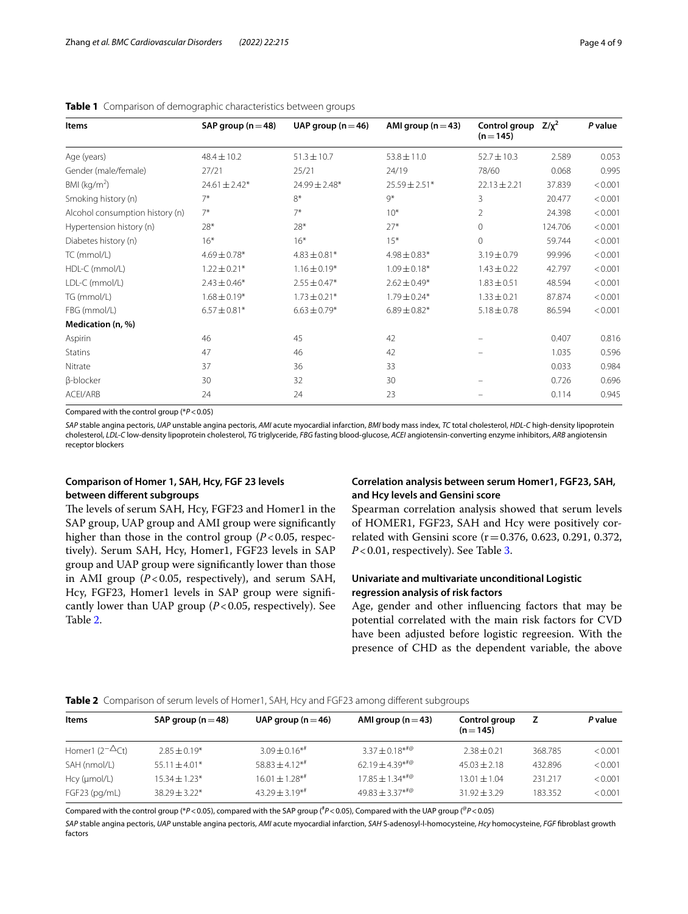**Table 1** Comparison of demographic characteristics between groups

| Items | SAP group (n = 48) | UAP group (n = 46) | AMI group (n = 43) | Control group (n = 145) | $Z/\chi^2$ | *P* value |
|---|---|---|---|---|---|---|
| Age (years) | 48.4 ± 10.2 | 51.3 ± 10.7 | 53.8 ± 11.0 | 52.7 ± 10.3 | 2.589 | 0.053 |
| Gender (male/female) | 27/21 | 25/21 | 24/19 | 78/60 | 0.068 | 0.995 |
| BMI (kg/m$^2$) | 24.61 ± 2.42* | 24.99 ± 2.48* | 25.59 ± 2.51* | 22.13 ± 2.21 | 37.839 | < 0.001 |
| Smoking history (n) | 7* | 8* | 9* | 3 | 20.477 | < 0.001 |
| Alcohol consumption history (n) | 7* | 7* | 10* | 2 | 24.398 | < 0.001 |
| Hypertension history (n) | 28* | 28* | 27* | 0 | 124.706 | < 0.001 |
| Diabetes history (n) | 16* | 16* | 15* | 0 | 59.744 | < 0.001 |
| TC (mmol/L) | 4.69 ± 0.78* | 4.83 ± 0.81* | 4.98 ± 0.83* | 3.19 ± 0.79 | 99.996 | < 0.001 |
| HDL-C (mmol/L) | 1.22 ± 0.21* | 1.16 ± 0.19* | 1.09 ± 0.18* | 1.43 ± 0.22 | 42.797 | < 0.001 |
| LDL-C (mmol/L) | 2.43 ± 0.46* | 2.55 ± 0.47* | 2.62 ± 0.49* | 1.83 ± 0.51 | 48.594 | < 0.001 |
| TG (mmol/L) | 1.68 ± 0.19* | 1.73 ± 0.21* | 1.79 ± 0.24* | 1.33 ± 0.21 | 87.874 | < 0.001 |
| FBG (mmol/L) | 6.57 ± 0.81* | 6.63 ± 0.79* | 6.89 ± 0.82* | 5.18 ± 0.78 | 86.594 | < 0.001 |
| **Medication (n, %)** | | | | | | |
| Aspirin | 46 | 45 | 42 | – | 0.407 | 0.816 |
| Statins | 47 | 46 | 42 | – | 1.035 | 0.596 |
| Nitrate | 37 | 36 | 33 | | 0.033 | 0.984 |
| β-blocker | 30 | 32 | 30 | – | 0.726 | 0.696 |
| ACEI/ARB | 24 | 24 | 23 | – | 0.114 | 0.945 |

Compared with the control group (*$P < 0.05$)

*SAP* stable angina pectoris, *UAP* unstable angina pectoris, *AMI* acute myocardial infarction, *BMI* body mass index, *TC* total cholesterol, *HDL-C* high-density lipoprotein cholesterol, *LDL-C* low-density lipoprotein cholesterol, *TG* triglyceride, *FBG* fasting blood-glucose, *ACEI* angiotensin-converting enzyme inhibitors, *ARB* angiotensin receptor blockers

### Comparison of Homer 1, SAH, Hcy, FGF 23 levels between different subgroups

The levels of serum SAH, Hcy, FGF23 and Homer1 in the SAP group, UAP group and AMI group were significantly higher than those in the control group ($P < 0.05$, respectively). Serum SAH, Hcy, Homer1, FGF23 levels in SAP group and UAP group were significantly lower than those in AMI group ($P < 0.05$, respectively), and serum SAH, Hcy, FGF23, Homer1 levels in SAP group were significantly lower than UAP group ($P < 0.05$, respectively). See Table 2.

### Correlation analysis between serum Homer1, FGF23, SAH, and Hcy levels and Gensini score

Spearman correlation analysis showed that serum levels of HOMER1, FGF23, SAH and Hcy were positively correlated with Gensini score (r = 0.376, 0.623, 0.291, 0.372, $P < 0.01$, respectively). See Table 3.

### Univariate and multivariate unconditional Logistic regression analysis of risk factors

Age, gender and other influencing factors that may be potential correlated with the main risk factors for CVD have been adjusted before logistic regreesion. With the presence of CHD as the dependent variable, the above

**Table 2** Comparison of serum levels of Homer1, SAH, Hcy and FGF23 among different subgroups

| Items | SAP group (n = 48) | UAP group (n = 46) | AMI group (n = 43) | Control group (n = 145) | Z | *P* value |
|---|---|---|---|---|---|---|
| Homer1 ($2^{-\triangle Ct}$) | 2.85 ± 0.19* | 3.09 ± 0.16*# | 3.37 ± 0.18*#@ | 2.38 ± 0.21 | 368.785 | < 0.001 |
| SAH (nmol/L) | 55.11 ± 4.01* | 58.83 ± 4.12*# | 62.19 ± 4.39*#@ | 45.03 ± 2.18 | 432.896 | < 0.001 |
| Hcy (μmol/L) | 15.34 ± 1.23* | 16.01 ± 1.28*# | 17.85 ± 1.34*#@ | 13.01 ± 1.04 | 231.217 | < 0.001 |
| FGF23 (pg/mL) | 38.29 ± 3.22* | 43.29 ± 3.19*# | 49.83 ± 3.37*#@ | 31.92 ± 3.29 | 183.352 | < 0.001 |

Compared with the control group (*$P < 0.05$), compared with the SAP group (#$P < 0.05$), Compared with the UAP group (@$P < 0.05$)

*SAP* stable angina pectoris, *UAP* unstable angina pectoris, *AMI* acute myocardial infarction, *SAH* S-adenosyl-l-homocysteine, *Hcy* homocysteine, *FGF* fibroblast growth factors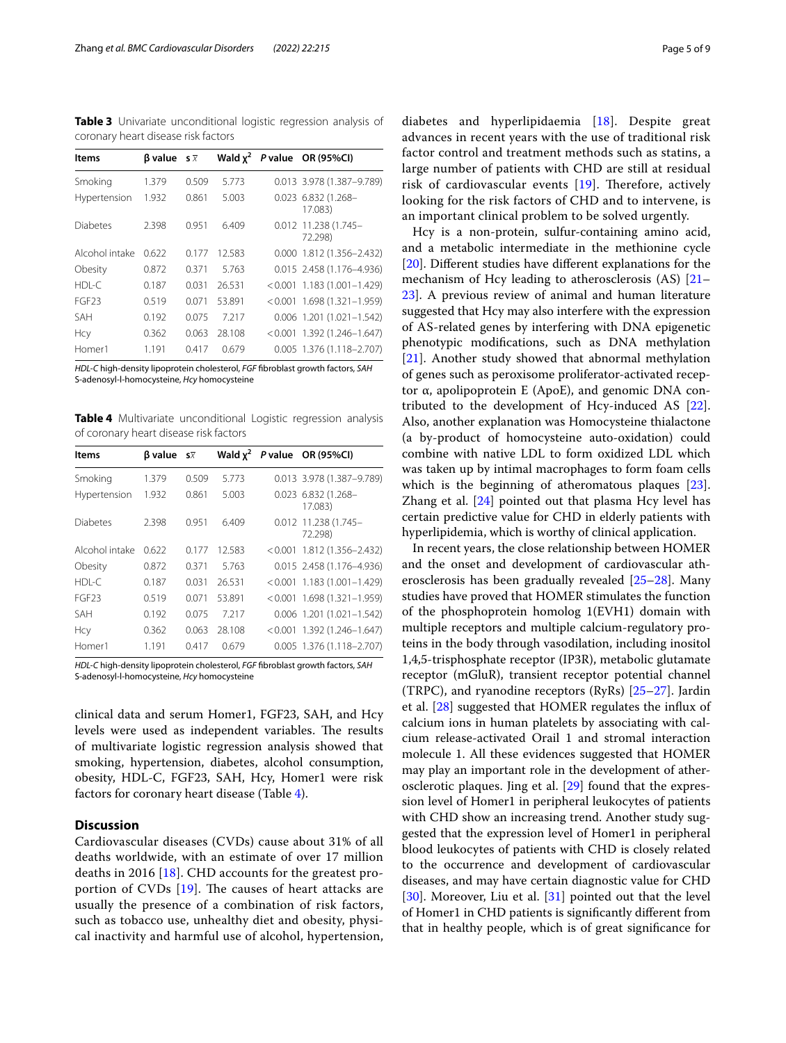**Table 3** Univariate unconditional logistic regression analysis of coronary heart disease risk factors

| Items | β value | $s_{\bar{x}}$ | Wald $\chi^2$ | P value | OR (95%CI) |
|---|---|---|---|---|---|
| Smoking | 1.379 | 0.509 | 5.773 | 0.013 | 3.978 (1.387–9.789) |
| Hypertension | 1.932 | 0.861 | 5.003 | 0.023 | 6.832 (1.268–17.083) |
| Diabetes | 2.398 | 0.951 | 6.409 | 0.012 | 11.238 (1.745–72.298) |
| Alcohol intake | 0.622 | 0.177 | 12.583 | 0.000 | 1.812 (1.356–2.432) |
| Obesity | 0.872 | 0.371 | 5.763 | 0.015 | 2.458 (1.176–4.936) |
| HDL-C | 0.187 | 0.031 | 26.531 | <0.001 | 1.183 (1.001–1.429) |
| FGF23 | 0.519 | 0.071 | 53.891 | <0.001 | 1.698 (1.321–1.959) |
| SAH | 0.192 | 0.075 | 7.217 | 0.006 | 1.201 (1.021–1.542) |
| Hcy | 0.362 | 0.063 | 28.108 | <0.001 | 1.392 (1.246–1.647) |
| Homer1 | 1.191 | 0.417 | 0.679 | 0.005 | 1.376 (1.118–2.707) |

*HDL-C* high-density lipoprotein cholesterol, *FGF* fibroblast growth factors, *SAH* S-adenosyl-l-homocysteine, *Hcy* homocysteine

**Table 4** Multivariate unconditional Logistic regression analysis of coronary heart disease risk factors

| Items | β value | $s_{\bar{x}}$ | Wald $\chi^2$ | P value | OR (95%CI) |
|---|---|---|---|---|---|
| Smoking | 1.379 | 0.509 | 5.773 | 0.013 | 3.978 (1.387–9.789) |
| Hypertension | 1.932 | 0.861 | 5.003 | 0.023 | 6.832 (1.268–17.083) |
| Diabetes | 2.398 | 0.951 | 6.409 | 0.012 | 11.238 (1.745–72.298) |
| Alcohol intake | 0.622 | 0.177 | 12.583 | <0.001 | 1.812 (1.356–2.432) |
| Obesity | 0.872 | 0.371 | 5.763 | 0.015 | 2.458 (1.176–4.936) |
| HDL-C | 0.187 | 0.031 | 26.531 | <0.001 | 1.183 (1.001–1.429) |
| FGF23 | 0.519 | 0.071 | 53.891 | <0.001 | 1.698 (1.321–1.959) |
| SAH | 0.192 | 0.075 | 7.217 | 0.006 | 1.201 (1.021–1.542) |
| Hcy | 0.362 | 0.063 | 28.108 | <0.001 | 1.392 (1.246–1.647) |
| Homer1 | 1.191 | 0.417 | 0.679 | 0.005 | 1.376 (1.118–2.707) |

*HDL-C* high-density lipoprotein cholesterol, *FGF* fibroblast growth factors, *SAH* S-adenosyl-l-homocysteine, *Hcy* homocysteine

clinical data and serum Homer1, FGF23, SAH, and Hcy levels were used as independent variables. The results of multivariate logistic regression analysis showed that smoking, hypertension, diabetes, alcohol consumption, obesity, HDL-C, FGF23, SAH, Hcy, Homer1 were risk factors for coronary heart disease (Table 4).

## Discussion

Cardiovascular diseases (CVDs) cause about 31% of all deaths worldwide, with an estimate of over 17 million deaths in 2016 [18]. CHD accounts for the greatest proportion of CVDs [19]. The causes of heart attacks are usually the presence of a combination of risk factors, such as tobacco use, unhealthy diet and obesity, physical inactivity and harmful use of alcohol, hypertension, diabetes and hyperlipidaemia [18]. Despite great advances in recent years with the use of traditional risk factor control and treatment methods such as statins, a large number of patients with CHD are still at residual risk of cardiovascular events [19]. Therefore, actively looking for the risk factors of CHD and to intervene, is an important clinical problem to be solved urgently.

Hcy is a non-protein, sulfur-containing amino acid, and a metabolic intermediate in the methionine cycle [20]. Different studies have different explanations for the mechanism of Hcy leading to atherosclerosis (AS) [21–23]. A previous review of animal and human literature suggested that Hcy may also interfere with the expression of AS-related genes by interfering with DNA epigenetic phenotypic modifications, such as DNA methylation [21]. Another study showed that abnormal methylation of genes such as peroxisome proliferator-activated receptor α, apolipoprotein E (ApoE), and genomic DNA contributed to the development of Hcy-induced AS [22]. Also, another explanation was Homocysteine thialactone (a by-product of homocysteine auto-oxidation) could combine with native LDL to form oxidized LDL which was taken up by intimal macrophages to form foam cells which is the beginning of atheromatous plaques [23]. Zhang et al. [24] pointed out that plasma Hcy level has certain predictive value for CHD in elderly patients with hyperlipidemia, which is worthy of clinical application.

In recent years, the close relationship between HOMER and the onset and development of cardiovascular atherosclerosis has been gradually revealed [25–28]. Many studies have proved that HOMER stimulates the function of the phosphoprotein homolog 1(EVH1) domain with multiple receptors and multiple calcium-regulatory proteins in the body through vasodilation, including inositol 1,4,5-trisphosphate receptor (IP3R), metabolic glutamate receptor (mGluR), transient receptor potential channel (TRPC), and ryanodine receptors (RyRs) [25–27]. Jardin et al. [28] suggested that HOMER regulates the influx of calcium ions in human platelets by associating with calcium release-activated Orail 1 and stromal interaction molecule 1. All these evidences suggested that HOMER may play an important role in the development of atherosclerotic plaques. Jing et al. [29] found that the expression level of Homer1 in peripheral leukocytes of patients with CHD show an increasing trend. Another study suggested that the expression level of Homer1 in peripheral blood leukocytes of patients with CHD is closely related to the occurrence and development of cardiovascular diseases, and may have certain diagnostic value for CHD [30]. Moreover, Liu et al. [31] pointed out that the level of Homer1 in CHD patients is significantly different from that in healthy people, which is of great significance for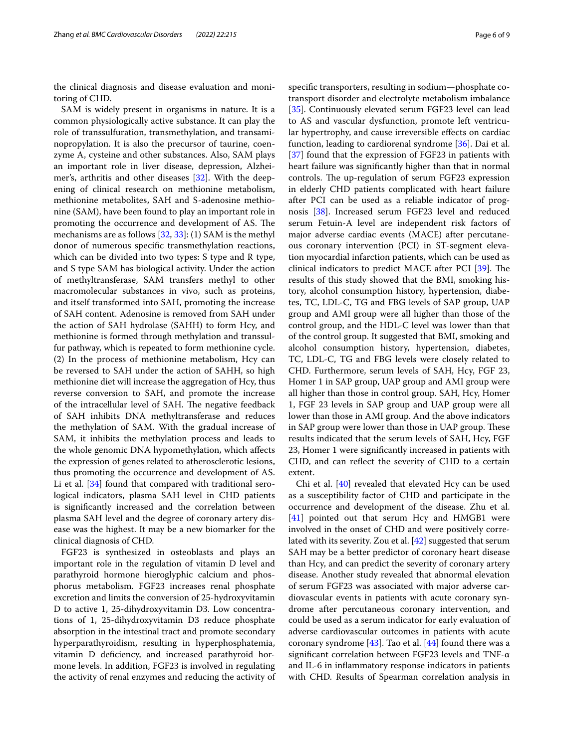the clinical diagnosis and disease evaluation and monitoring of CHD.

SAM is widely present in organisms in nature. It is a common physiologically active substance. It can play the role of transsulfuration, transmethylation, and transaminopropylation. It is also the precursor of taurine, coenzyme A, cysteine and other substances. Also, SAM plays an important role in liver disease, depression, Alzheimer's, arthritis and other diseases [32]. With the deepening of clinical research on methionine metabolism, methionine metabolites, SAH and S-adenosine methionine (SAM), have been found to play an important role in promoting the occurrence and development of AS. The mechanisms are as follows [32, 33]: (1) SAM is the methyl donor of numerous specific transmethylation reactions, which can be divided into two types: S type and R type, and S type SAM has biological activity. Under the action of methyltransferase, SAM transfers methyl to other macromolecular substances in vivo, such as proteins, and itself transformed into SAH, promoting the increase of SAH content. Adenosine is removed from SAH under the action of SAH hydrolase (SAHH) to form Hcy, and methionine is formed through methylation and transsulfur pathway, which is repeated to form methionine cycle. (2) In the process of methionine metabolism, Hcy can be reversed to SAH under the action of SAHH, so high methionine diet will increase the aggregation of Hcy, thus reverse conversion to SAH, and promote the increase of the intracellular level of SAH. The negative feedback of SAH inhibits DNA methyltransferase and reduces the methylation of SAM. With the gradual increase of SAM, it inhibits the methylation process and leads to the whole genomic DNA hypomethylation, which affects the expression of genes related to atherosclerotic lesions, thus promoting the occurrence and development of AS. Li et al. [34] found that compared with traditional serological indicators, plasma SAH level in CHD patients is significantly increased and the correlation between plasma SAH level and the degree of coronary artery disease was the highest. It may be a new biomarker for the clinical diagnosis of CHD.

FGF23 is synthesized in osteoblasts and plays an important role in the regulation of vitamin D level and parathyroid hormone hieroglyphic calcium and phosphorus metabolism. FGF23 increases renal phosphate excretion and limits the conversion of 25-hydroxyvitamin D to active 1, 25-dihydroxyvitamin D3. Low concentrations of 1, 25-dihydroxyvitamin D3 reduce phosphate absorption in the intestinal tract and promote secondary hyperparathyroidism, resulting in hyperphosphatemia, vitamin D deficiency, and increased parathyroid hormone levels. In addition, FGF23 is involved in regulating the activity of renal enzymes and reducing the activity of specific transporters, resulting in sodium—phosphate co-transport disorder and electrolyte metabolism imbalance [35]. Continuously elevated serum FGF23 level can lead to AS and vascular dysfunction, promote left ventricular hypertrophy, and cause irreversible effects on cardiac function, leading to cardiorenal syndrome [36]. Dai et al. [37] found that the expression of FGF23 in patients with heart failure was significantly higher than that in normal controls. The up-regulation of serum FGF23 expression in elderly CHD patients complicated with heart failure after PCI can be used as a reliable indicator of prognosis [38]. Increased serum FGF23 level and reduced serum Fetuin-A level are independent risk factors of major adverse cardiac events (MACE) after percutaneous coronary intervention (PCI) in ST-segment elevation myocardial infarction patients, which can be used as clinical indicators to predict MACE after PCI [39]. The results of this study showed that the BMI, smoking history, alcohol consumption history, hypertension, diabetes, TC, LDL-C, TG and FBG levels of SAP group, UAP group and AMI group were all higher than those of the control group, and the HDL-C level was lower than that of the control group. It suggested that BMI, smoking and alcohol consumption history, hypertension, diabetes, TC, LDL-C, TG and FBG levels were closely related to CHD. Furthermore, serum levels of SAH, Hcy, FGF 23, Homer 1 in SAP group, UAP group and AMI group were all higher than those in control group. SAH, Hcy, Homer 1, FGF 23 levels in SAP group and UAP group were all lower than those in AMI group. And the above indicators in SAP group were lower than those in UAP group. These results indicated that the serum levels of SAH, Hcy, FGF 23, Homer 1 were significantly increased in patients with CHD, and can reflect the severity of CHD to a certain extent.

Chi et al. [40] revealed that elevated Hcy can be used as a susceptibility factor of CHD and participate in the occurrence and development of the disease. Zhu et al. [41] pointed out that serum Hcy and HMGB1 were involved in the onset of CHD and were positively correlated with its severity. Zou et al. [42] suggested that serum SAH may be a better predictor of coronary heart disease than Hcy, and can predict the severity of coronary artery disease. Another study revealed that abnormal elevation of serum FGF23 was associated with major adverse cardiovascular events in patients with acute coronary syndrome after percutaneous coronary intervention, and could be used as a serum indicator for early evaluation of adverse cardiovascular outcomes in patients with acute coronary syndrome [43]. Tao et al. [44] found there was a significant correlation between FGF23 levels and TNF-α and IL-6 in inflammatory response indicators in patients with CHD. Results of Spearman correlation analysis in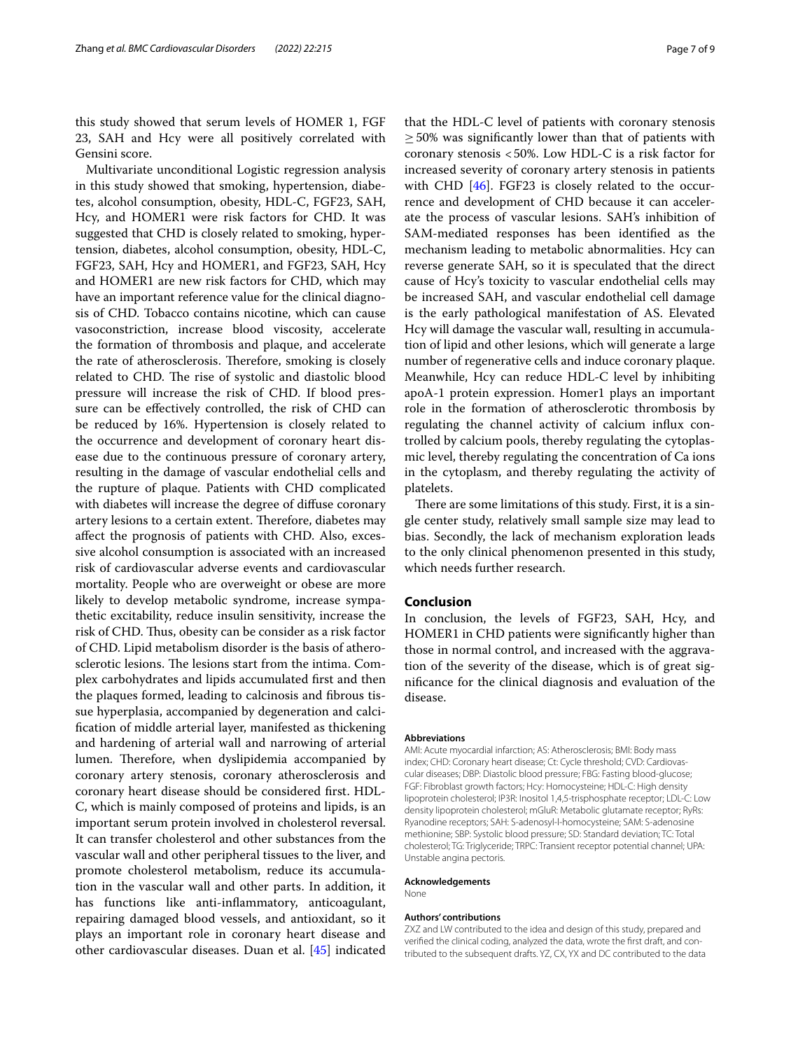this study showed that serum levels of HOMER 1, FGF 23, SAH and Hcy were all positively correlated with Gensini score.

Multivariate unconditional Logistic regression analysis in this study showed that smoking, hypertension, diabetes, alcohol consumption, obesity, HDL-C, FGF23, SAH, Hcy, and HOMER1 were risk factors for CHD. It was suggested that CHD is closely related to smoking, hypertension, diabetes, alcohol consumption, obesity, HDL-C, FGF23, SAH, Hcy and HOMER1, and FGF23, SAH, Hcy and HOMER1 are new risk factors for CHD, which may have an important reference value for the clinical diagnosis of CHD. Tobacco contains nicotine, which can cause vasoconstriction, increase blood viscosity, accelerate the formation of thrombosis and plaque, and accelerate the rate of atherosclerosis. Therefore, smoking is closely related to CHD. The rise of systolic and diastolic blood pressure will increase the risk of CHD. If blood pressure can be effectively controlled, the risk of CHD can be reduced by 16%. Hypertension is closely related to the occurrence and development of coronary heart disease due to the continuous pressure of coronary artery, resulting in the damage of vascular endothelial cells and the rupture of plaque. Patients with CHD complicated with diabetes will increase the degree of diffuse coronary artery lesions to a certain extent. Therefore, diabetes may affect the prognosis of patients with CHD. Also, excessive alcohol consumption is associated with an increased risk of cardiovascular adverse events and cardiovascular mortality. People who are overweight or obese are more likely to develop metabolic syndrome, increase sympathetic excitability, reduce insulin sensitivity, increase the risk of CHD. Thus, obesity can be consider as a risk factor of CHD. Lipid metabolism disorder is the basis of atherosclerotic lesions. The lesions start from the intima. Complex carbohydrates and lipids accumulated first and then the plaques formed, leading to calcinosis and fibrous tissue hyperplasia, accompanied by degeneration and calcification of middle arterial layer, manifested as thickening and hardening of arterial wall and narrowing of arterial lumen. Therefore, when dyslipidemia accompanied by coronary artery stenosis, coronary atherosclerosis and coronary heart disease should be considered first. HDL-C, which is mainly composed of proteins and lipids, is an important serum protein involved in cholesterol reversal. It can transfer cholesterol and other substances from the vascular wall and other peripheral tissues to the liver, and promote cholesterol metabolism, reduce its accumulation in the vascular wall and other parts. In addition, it has functions like anti-inflammatory, anticoagulant, repairing damaged blood vessels, and antioxidant, so it plays an important role in coronary heart disease and other cardiovascular diseases. Duan et al. [45] indicated that the HDL-C level of patients with coronary stenosis $\geq 50\%$ was significantly lower than that of patients with coronary stenosis $< 50\%$. Low HDL-C is a risk factor for increased severity of coronary artery stenosis in patients with CHD [46]. FGF23 is closely related to the occurrence and development of CHD because it can accelerate the process of vascular lesions. SAH's inhibition of SAM-mediated responses has been identified as the mechanism leading to metabolic abnormalities. Hcy can reverse generate SAH, so it is speculated that the direct cause of Hcy's toxicity to vascular endothelial cells may be increased SAH, and vascular endothelial cell damage is the early pathological manifestation of AS. Elevated Hcy will damage the vascular wall, resulting in accumulation of lipid and other lesions, which will generate a large number of regenerative cells and induce coronary plaque. Meanwhile, Hcy can reduce HDL-C level by inhibiting apoA-1 protein expression. Homer1 plays an important role in the formation of atherosclerotic thrombosis by regulating the channel activity of calcium influx controlled by calcium pools, thereby regulating the cytoplasmic level, thereby regulating the concentration of Ca ions in the cytoplasm, and thereby regulating the activity of platelets.

There are some limitations of this study. First, it is a single center study, relatively small sample size may lead to bias. Secondly, the lack of mechanism exploration leads to the only clinical phenomenon presented in this study, which needs further research.

## Conclusion

In conclusion, the levels of FGF23, SAH, Hcy, and HOMER1 in CHD patients were significantly higher than those in normal control, and increased with the aggravation of the severity of the disease, which is of great significance for the clinical diagnosis and evaluation of the disease.

#### Abbreviations

AMI: Acute myocardial infarction; AS: Atherosclerosis; BMI: Body mass index; CHD: Coronary heart disease; Ct: Cycle threshold; CVD: Cardiovascular diseases; DBP: Diastolic blood pressure; FBG: Fasting blood-glucose; FGF: Fibroblast growth factors; Hcy: Homocysteine; HDL-C: High density lipoprotein cholesterol; IP3R: Inositol 1,4,5-trisphosphate receptor; LDL-C: Low density lipoprotein cholesterol; mGluR: Metabolic glutamate receptor; RyRs: Ryanodine receptors; SAH: S-adenosyl-l-homocysteine; SAM: S-adenosine methionine; SBP: Systolic blood pressure; SD: Standard deviation; TC: Total cholesterol; TG: Triglyceride; TRPC: Transient receptor potential channel; UPA: Unstable angina pectoris.

#### Acknowledgements

None

#### Authors' contributions

ZXZ and LW contributed to the idea and design of this study, prepared and verified the clinical coding, analyzed the data, wrote the first draft, and contributed to the subsequent drafts. YZ, CX, YX and DC contributed to the data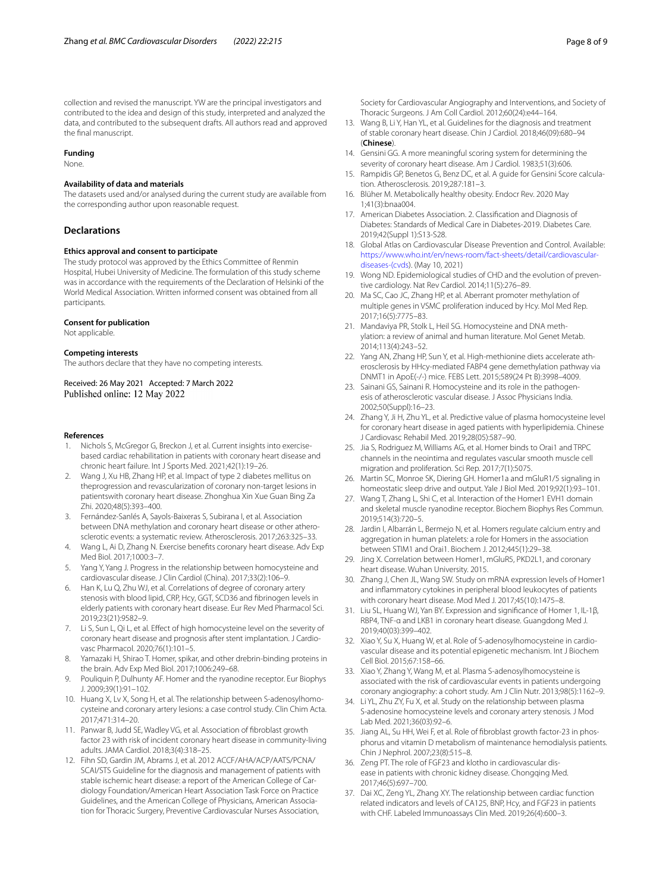collection and revised the manuscript. YW are the principal investigators and contributed to the idea and design of this study, interpreted and analyzed the data, and contributed to the subsequent drafts. All authors read and approved the final manuscript.

#### Funding

None.

#### Availability of data and materials

The datasets used and/or analysed during the current study are available from the corresponding author upon reasonable request.

## Declarations

#### Ethics approval and consent to participate

The study protocol was approved by the Ethics Committee of Renmin Hospital, Hubei University of Medicine. The formulation of this study scheme was in accordance with the requirements of the Declaration of Helsinki of the World Medical Association. Written informed consent was obtained from all participants.

#### Consent for publication

Not applicable.

#### Competing interests

The authors declare that they have no competing interests.

Received: 26 May 2021 Accepted: 7 March 2022
Published online: 12 May 2022

#### References

1. Nichols S, McGregor G, Breckon J, et al. Current insights into exercise-based cardiac rehabilitation in patients with coronary heart disease and chronic heart failure. Int J Sports Med. 2021;42(1):19–26.
2. Wang J, Xu HB, Zhang HP, et al. Impact of type 2 diabetes mellitus on theprogression and revascularization of coronary non-target lesions in patientswith coronary heart disease. Zhonghua Xin Xue Guan Bing Za Zhi. 2020;48(5):393–400.
3. Fernández-Sanlés A, Sayols-Baixeras S, Subirana I, et al. Association between DNA methylation and coronary heart disease or other atherosclerotic events: a systematic review. Atherosclerosis. 2017;263:325–33.
4. Wang L, Ai D, Zhang N. Exercise benefits coronary heart disease. Adv Exp Med Biol. 2017;1000:3–7.
5. Yang Y, Yang J. Progress in the relationship between homocysteine and cardiovascular disease. J Clin Cardiol (China). 2017;33(2):106–9.
6. Han K, Lu Q, Zhu WJ, et al. Correlations of degree of coronary artery stenosis with blood lipid, CRP, Hcy, GGT, SCD36 and fibrinogen levels in elderly patients with coronary heart disease. Eur Rev Med Pharmacol Sci. 2019;23(21):9582–9.
7. Li S, Sun L, Qi L, et al. Effect of high homocysteine level on the severity of coronary heart disease and prognosis after stent implantation. J Cardiovasc Pharmacol. 2020;76(1):101–5.
8. Yamazaki H, Shirao T. Homer, spikar, and other drebrin-binding proteins in the brain. Adv Exp Med Biol. 2017;1006:249–68.
9. Pouliquin P, Dulhunty AF. Homer and the ryanodine receptor. Eur Biophys J. 2009;39(1):91–102.
10. Huang X, Lv X, Song H, et al. The relationship between S-adenosylhomocysteine and coronary artery lesions: a case control study. Clin Chim Acta. 2017;471:314–20.
11. Panwar B, Judd SE, Wadley VG, et al. Association of fibroblast growth factor 23 with risk of incident coronary heart disease in community-living adults. JAMA Cardiol. 2018;3(4):318–25.
12. Fihn SD, Gardin JM, Abrams J, et al. 2012 ACCF/AHA/ACP/AATS/PCNA/SCAI/STS Guideline for the diagnosis and management of patients with stable ischemic heart disease: a report of the American College of Cardiology Foundation/American Heart Association Task Force on Practice Guidelines, and the American College of Physicians, American Association for Thoracic Surgery, Preventive Cardiovascular Nurses Association, Society for Cardiovascular Angiography and Interventions, and Society of Thoracic Surgeons. J Am Coll Cardiol. 2012;60(24):e44–164.
13. Wang B, Li Y, Han YL, et al. Guidelines for the diagnosis and treatment of stable coronary heart disease. Chin J Cardiol. 2018;46(09):680–94 (**Chinese**).
14. Gensini GG. A more meaningful scoring system for determining the severity of coronary heart disease. Am J Cardiol. 1983;51(3):606.
15. Rampidis GP, Benetos G, Benz DC, et al. A guide for Gensini Score calculation. Atherosclerosis. 2019;287:181–3.
16. Blüher M. Metabolically healthy obesity. Endocr Rev. 2020 May 1;41(3):bnaa004.
17. American Diabetes Association. 2. Classification and Diagnosis of Diabetes: Standards of Medical Care in Diabetes-2019. Diabetes Care. 2019;42(Suppl 1):S13-S28.
18. Global Atlas on Cardiovascular Disease Prevention and Control. Available: https://www.who.int/en/news-room/fact-sheets/detail/cardiovascular-diseases-(cvds). (May 10, 2021)
19. Wong ND. Epidemiological studies of CHD and the evolution of preventive cardiology. Nat Rev Cardiol. 2014;11(5):276–89.
20. Ma SC, Cao JC, Zhang HP, et al. Aberrant promoter methylation of multiple genes in VSMC proliferation induced by Hcy. Mol Med Rep. 2017;16(5):7775–83.
21. Mandaviya PR, Stolk L, Heil SG. Homocysteine and DNA methylation: a review of animal and human literature. Mol Genet Metab. 2014;113(4):243–52.
22. Yang AN, Zhang HP, Sun Y, et al. High-methionine diets accelerate atherosclerosis by HHcy-mediated FABP4 gene demethylation pathway via DNMT1 in ApoE(-/-) mice. FEBS Lett. 2015;589(24 Pt B):3998–4009.
23. Sainani GS, Sainani R. Homocysteine and its role in the pathogenesis of atherosclerotic vascular disease. J Assoc Physicians India. 2002;50(Suppl):16–23.
24. Zhang Y, Ji H, Zhu YL, et al. Predictive value of plasma homocysteine level for coronary heart disease in aged patients with hyperlipidemia. Chinese J Cardiovasc Rehabil Med. 2019;28(05):587–90.
25. Jia S, Rodriguez M, Williams AG, et al. Homer binds to Orai1 and TRPC channels in the neointima and regulates vascular smooth muscle cell migration and proliferation. Sci Rep. 2017;7(1):5075.
26. Martin SC, Monroe SK, Diering GH. Homer1a and mGluR1/5 signaling in homeostatic sleep drive and output. Yale J Biol Med. 2019;92(1):93–101.
27. Wang T, Zhang L, Shi C, et al. Interaction of the Homer1 EVH1 domain and skeletal muscle ryanodine receptor. Biochem Biophys Res Commun. 2019;514(3):720–5.
28. Jardin I, Albarrán L, Bermejo N, et al. Homers regulate calcium entry and aggregation in human platelets: a role for Homers in the association between STIM1 and Orai1. Biochem J. 2012;445(1):29–38.
29. Jing X. Correlation between Homer1, mGluR5, PKD2L1, and coronary heart disease. Wuhan University. 2015.
30. Zhang J, Chen JL, Wang SW. Study on mRNA expression levels of Homer1 and inflammatory cytokines in peripheral blood leukocytes of patients with coronary heart disease. Mod Med J. 2017;45(10):1475–8.
31. Liu SL, Huang WJ, Yan BY. Expression and significance of Homer 1, IL-1β, RBP4, TNF-α and LKB1 in coronary heart disease. Guangdong Med J. 2019;40(03):399–402.
32. Xiao Y, Su X, Huang W, et al. Role of S-adenosylhomocysteine in cardiovascular disease and its potential epigenetic mechanism. Int J Biochem Cell Biol. 2015;67:158–66.
33. Xiao Y, Zhang Y, Wang M, et al. Plasma S-adenosylhomocysteine is associated with the risk of cardiovascular events in patients undergoing coronary angiography: a cohort study. Am J Clin Nutr. 2013;98(5):1162–9.
34. Li YL, Zhu ZY, Fu X, et al. Study on the relationship between plasma S-adenosine homocysteine levels and coronary artery stenosis. J Mod Lab Med. 2021;36(03):92–6.
35. Jiang AL, Su HH, Wei F, et al. Role of fibroblast growth factor-23 in phosphorus and vitamin D metabolism of maintenance hemodialysis patients. Chin J Nephrol. 2007;23(8):515–8.
36. Zeng PT. The role of FGF23 and klotho in cardiovascular disease in patients with chronic kidney disease. Chongqing Med. 2017;46(5):697–700.
37. Dai XC, Zeng YL, Zhang XY. The relationship between cardiac function related indicators and levels of CA125, BNP, Hcy, and FGF23 in patients with CHF. Labeled Immunoassays Clin Med. 2019;26(4):600–3.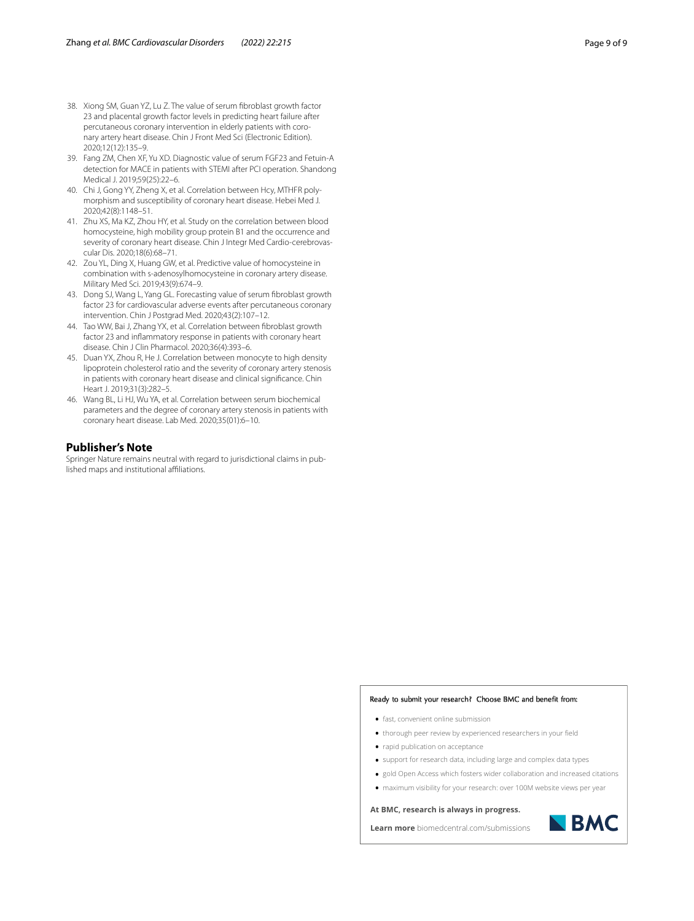38. Xiong SM, Guan YZ, Lu Z. The value of serum fibroblast growth factor 23 and placental growth factor levels in predicting heart failure after percutaneous coronary intervention in elderly patients with coronary artery heart disease. Chin J Front Med Sci (Electronic Edition). 2020;12(12):135–9.
39. Fang ZM, Chen XF, Yu XD. Diagnostic value of serum FGF23 and Fetuin-A detection for MACE in patients with STEMI after PCI operation. Shandong Medical J. 2019;59(25):22–6.
40. Chi J, Gong YY, Zheng X, et al. Correlation between Hcy, MTHFR polymorphism and susceptibility of coronary heart disease. Hebei Med J. 2020;42(8):1148–51.
41. Zhu XS, Ma KZ, Zhou HY, et al. Study on the correlation between blood homocysteine, high mobility group protein B1 and the occurrence and severity of coronary heart disease. Chin J Integr Med Cardio-cerebrovascular Dis. 2020;18(6):68–71.
42. Zou YL, Ding X, Huang GW, et al. Predictive value of homocysteine in combination with s-adenosylhomocysteine in coronary artery disease. Military Med Sci. 2019;43(9):674–9.
43. Dong SJ, Wang L, Yang GL. Forecasting value of serum fibroblast growth factor 23 for cardiovascular adverse events after percutaneous coronary intervention. Chin J Postgrad Med. 2020;43(2):107–12.
44. Tao WW, Bai J, Zhang YX, et al. Correlation between fibroblast growth factor 23 and inflammatory response in patients with coronary heart disease. Chin J Clin Pharmacol. 2020;36(4):393–6.
45. Duan YX, Zhou R, He J. Correlation between monocyte to high density lipoprotein cholesterol ratio and the severity of coronary artery stenosis in patients with coronary heart disease and clinical significance. Chin Heart J. 2019;31(3):282–5.
46. Wang BL, Li HJ, Wu YA, et al. Correlation between serum biochemical parameters and the degree of coronary artery stenosis in patients with coronary heart disease. Lab Med. 2020;35(01):6–10.

## Publisher's Note

Springer Nature remains neutral with regard to jurisdictional claims in published maps and institutional affiliations.

Ready to submit your research? Choose BMC and benefit from:

- fast, convenient online submission
- thorough peer review by experienced researchers in your field
- rapid publication on acceptance
- support for research data, including large and complex data types
- gold Open Access which fosters wider collaboration and increased citations
- maximum visibility for your research: over 100M website views per year

**At BMC, research is always in progress.**

**Learn more** biomedcentral.com/submissions

BMC